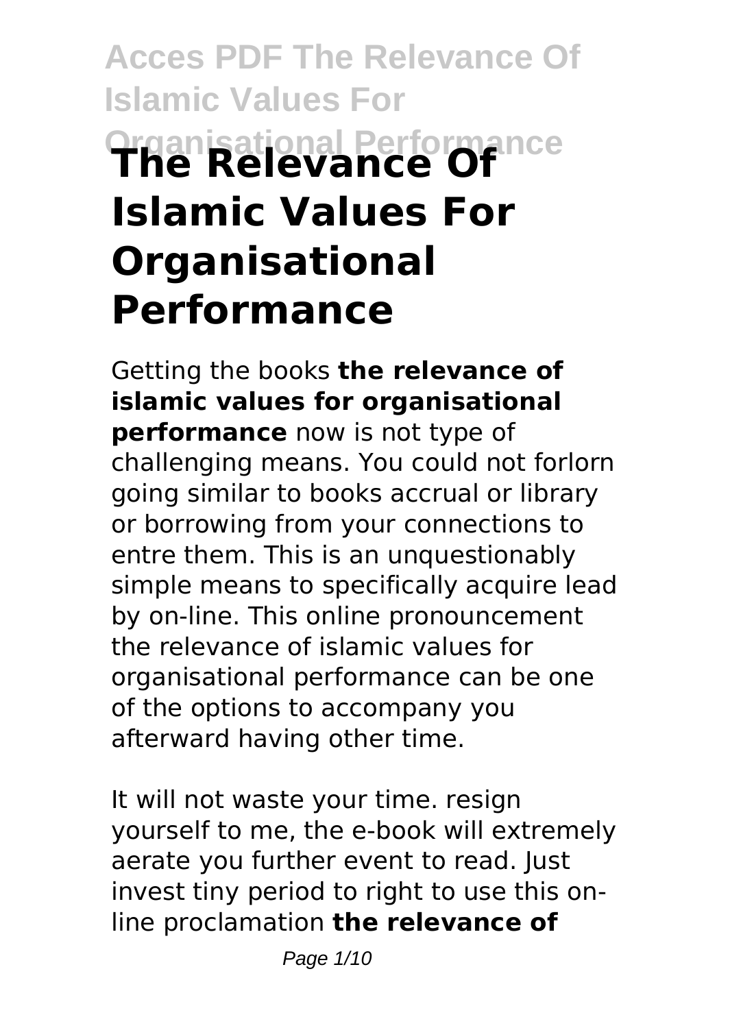# The Relevance Of Islamic Values For Organisational Performance

Getting the books **the relevance of islamic values for organisational performance** now is not type of challenging means. You could not forlorn going similar to books accrual or library or borrowing from your connections to entre them. This is an unquestionably simple means to specifically acquire lead by on-line. This online pronouncement the relevance of islamic values for organisational performance can be one of the options to accompany you afterward having other time.

It will not waste your time. resign yourself to me, the e-book will extremely aerate you further event to read. Just invest tiny period to right to use this on-line proclamation **the relevance of**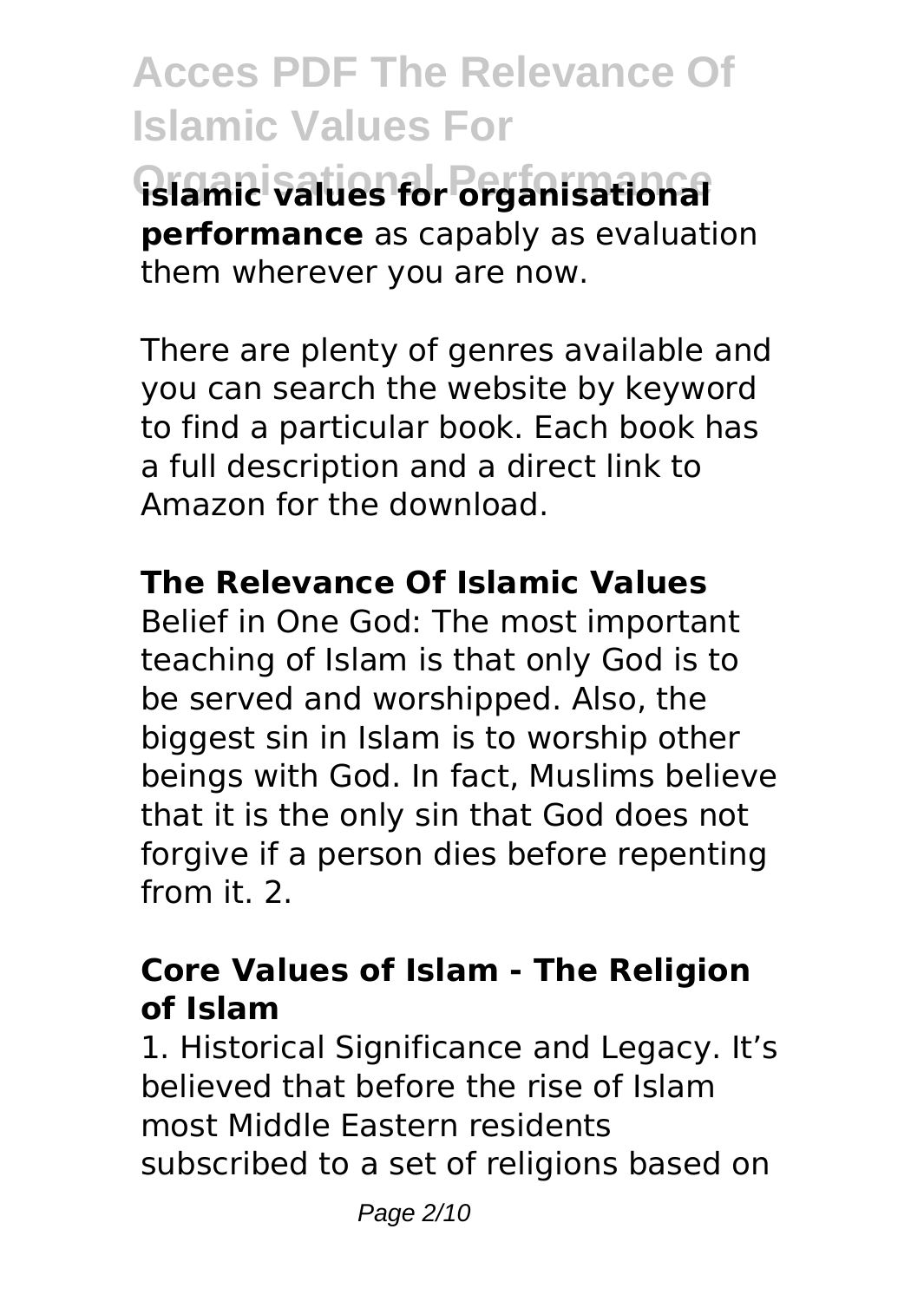**islamic values for organisational performance** as capably as evaluation them wherever you are now.

There are plenty of genres available and you can search the website by keyword to find a particular book. Each book has a full description and a direct link to Amazon for the download.

### The Relevance Of Islamic Values

Belief in One God: The most important teaching of Islam is that only God is to be served and worshipped. Also, the biggest sin in Islam is to worship other beings with God. In fact, Muslims believe that it is the only sin that God does not forgive if a person dies before repenting from it. 2.

### Core Values of Islam - The Religion of Islam

1. Historical Significance and Legacy. It's believed that before the rise of Islam most Middle Eastern residents subscribed to a set of religions based on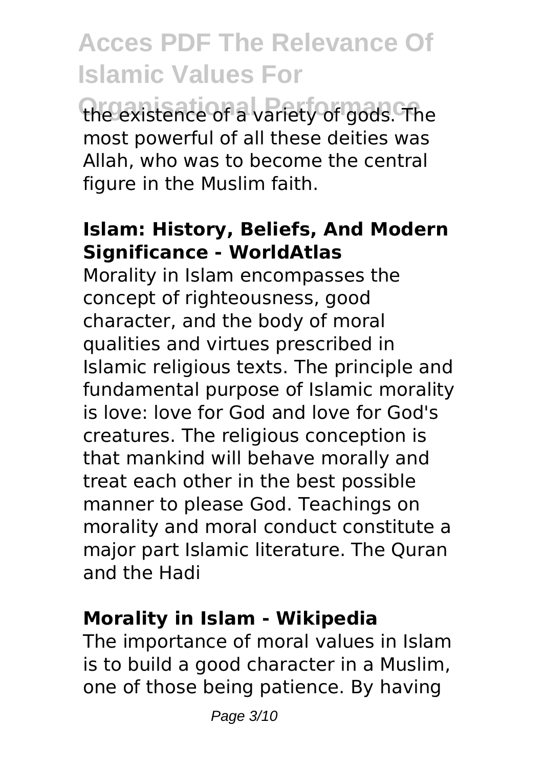the existence of a variety of gods. The most powerful of all these deities was Allah, who was to become the central figure in the Muslim faith.

### Islam: History, Beliefs, And Modern Significance - WorldAtlas

Morality in Islam encompasses the concept of righteousness, good character, and the body of moral qualities and virtues prescribed in Islamic religious texts. The principle and fundamental purpose of Islamic morality is love: love for God and love for God's creatures. The religious conception is that mankind will behave morally and treat each other in the best possible manner to please God. Teachings on morality and moral conduct constitute a major part Islamic literature. The Quran and the Hadi

### Morality in Islam - Wikipedia

The importance of moral values in Islam is to build a good character in a Muslim, one of those being patience. By having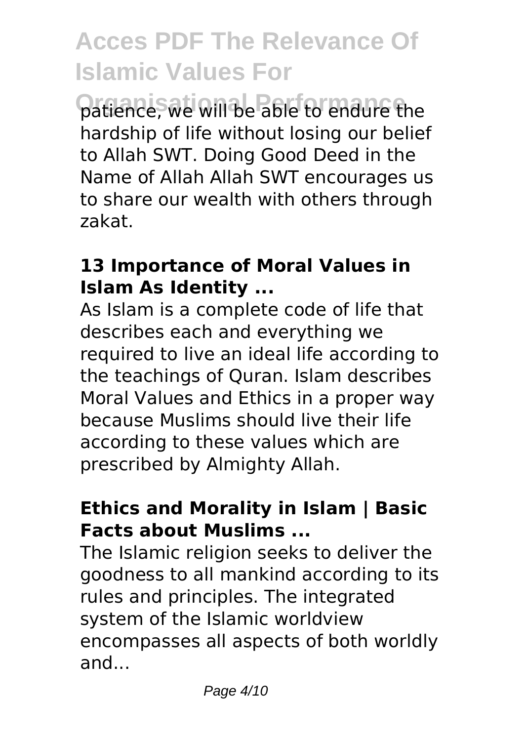patience, we will be able to endure the hardship of life without losing our belief to Allah SWT. Doing Good Deed in the Name of Allah Allah SWT encourages us to share our wealth with others through zakat.

### 13 Importance of Moral Values in Islam As Identity ...

As Islam is a complete code of life that describes each and everything we required to live an ideal life according to the teachings of Quran. Islam describes Moral Values and Ethics in a proper way because Muslims should live their life according to these values which are prescribed by Almighty Allah.

### Ethics and Morality in Islam | Basic Facts about Muslims ...

The Islamic religion seeks to deliver the goodness to all mankind according to its rules and principles. The integrated system of the Islamic worldview encompasses all aspects of both worldly and...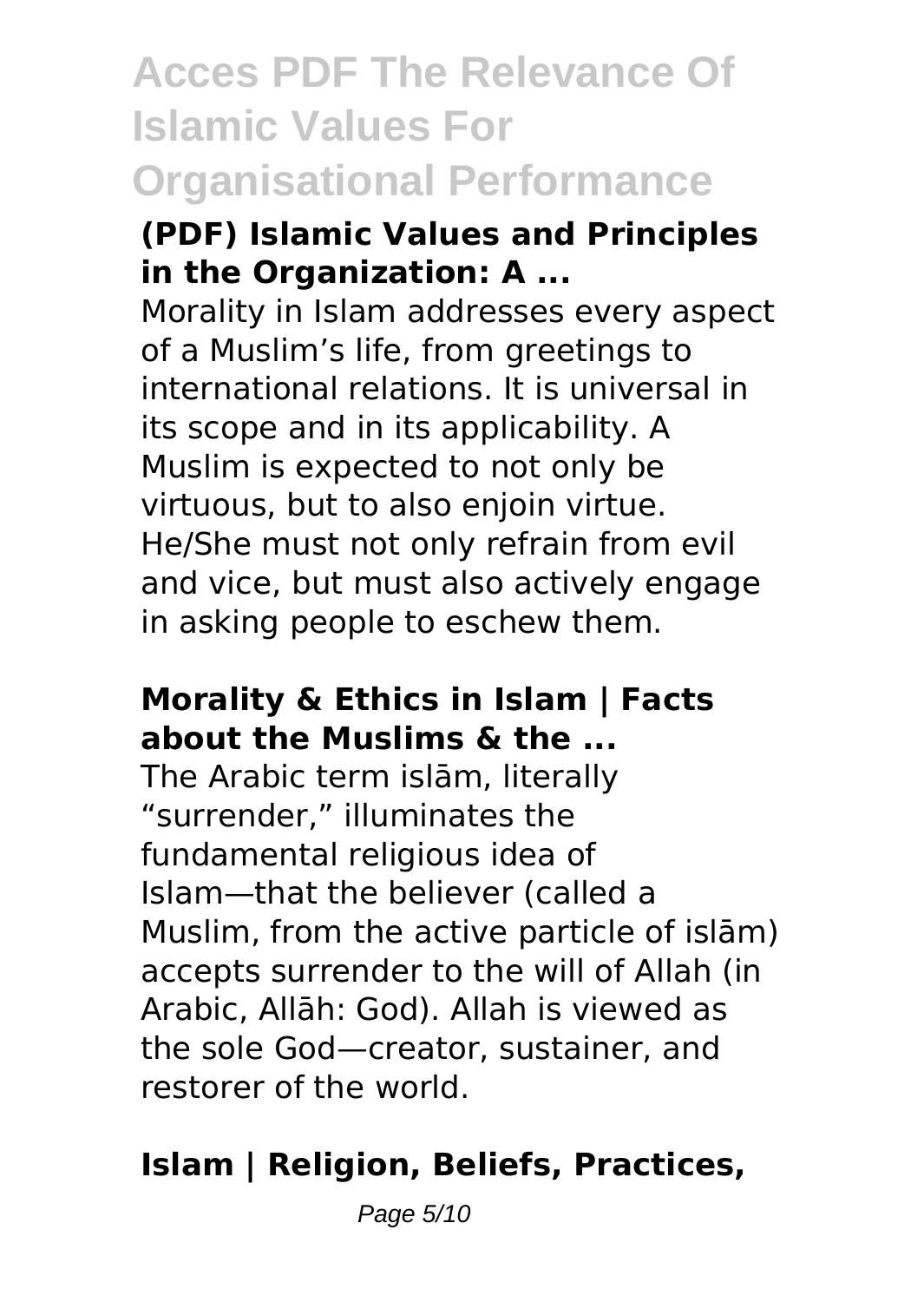### (PDF) Islamic Values and Principles in the Organization: A ...

Morality in Islam addresses every aspect of a Muslim's life, from greetings to international relations. It is universal in its scope and in its applicability. A Muslim is expected to not only be virtuous, but to also enjoin virtue. He/She must not only refrain from evil and vice, but must also actively engage in asking people to eschew them.

### Morality & Ethics in Islam | Facts about the Muslims & the ...

The Arabic term islām, literally "surrender," illuminates the fundamental religious idea of Islam—that the believer (called a Muslim, from the active particle of islām) accepts surrender to the will of Allah (in Arabic, Allāh: God). Allah is viewed as the sole God—creator, sustainer, and restorer of the world.

### Islam | Religion, Beliefs, Practices,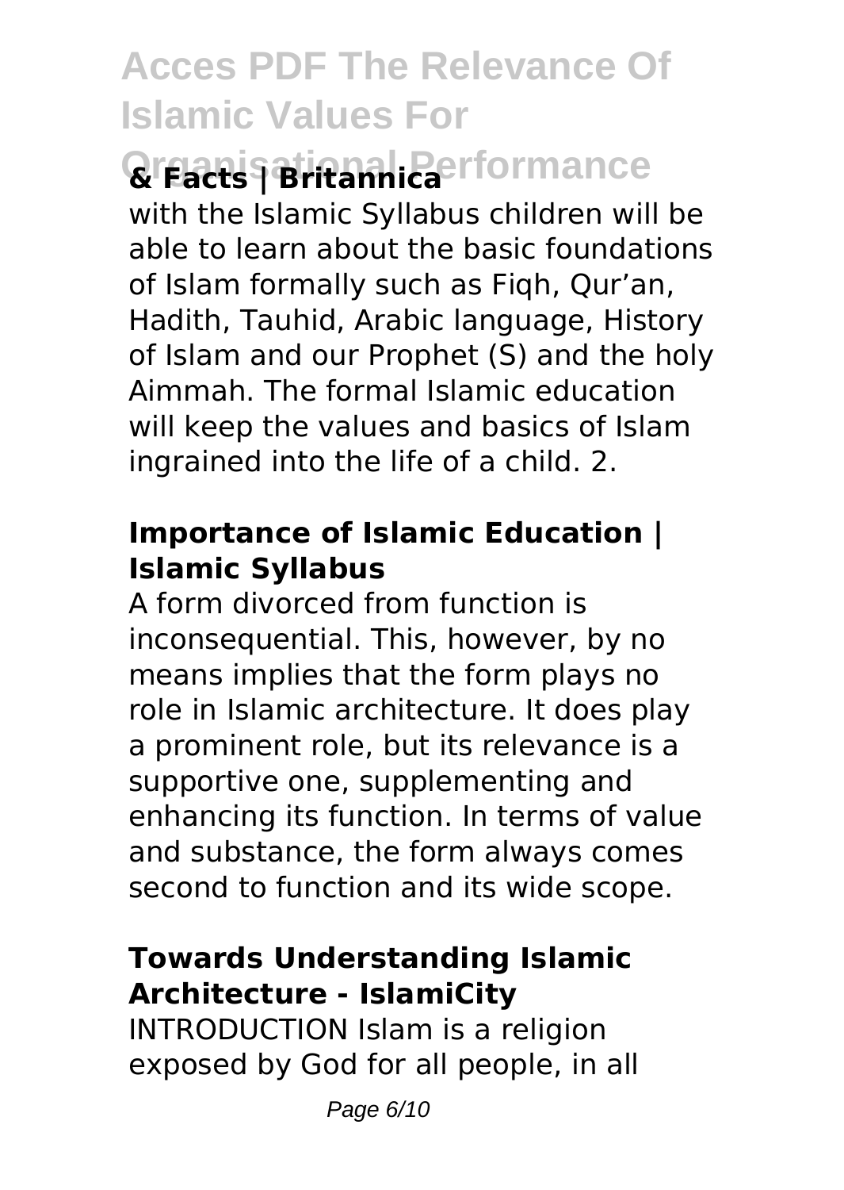**& Facts | Britannica**

with the Islamic Syllabus children will be able to learn about the basic foundations of Islam formally such as Fiqh, Qur'an, Hadith, Tauhid, Arabic language, History of Islam and our Prophet (S) and the holy Aimmah. The formal Islamic education will keep the values and basics of Islam ingrained into the life of a child. 2.

### Importance of Islamic Education | Islamic Syllabus

A form divorced from function is inconsequential. This, however, by no means implies that the form plays no role in Islamic architecture. It does play a prominent role, but its relevance is a supportive one, supplementing and enhancing its function. In terms of value and substance, the form always comes second to function and its wide scope.

### Towards Understanding Islamic Architecture - IslamiCity

INTRODUCTION Islam is a religion exposed by God for all people, in all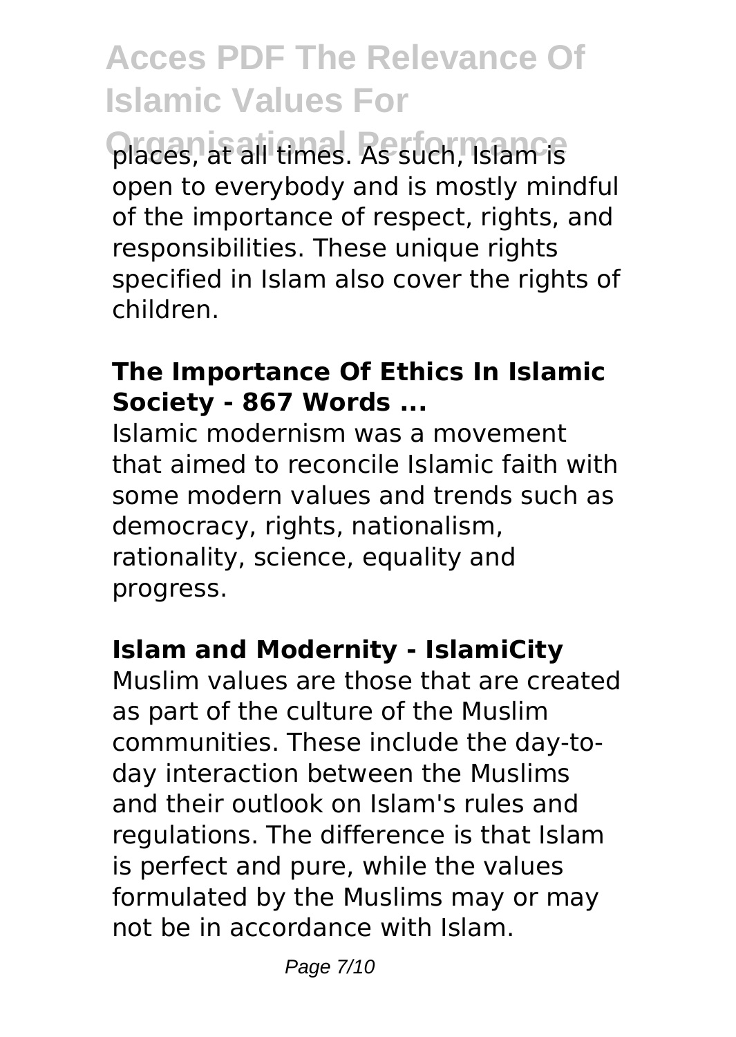places, at all times. As such, Islam is open to everybody and is mostly mindful of the importance of respect, rights, and responsibilities. These unique rights specified in Islam also cover the rights of children.

**The Importance Of Ethics In Islamic Society - 867 Words ...**

Islamic modernism was a movement that aimed to reconcile Islamic faith with some modern values and trends such as democracy, rights, nationalism, rationality, science, equality and progress.

**Islam and Modernity - IslamiCity**

Muslim values are those that are created as part of the culture of the Muslim communities. These include the day-to-day interaction between the Muslims and their outlook on Islam's rules and regulations. The difference is that Islam is perfect and pure, while the values formulated by the Muslims may or may not be in accordance with Islam.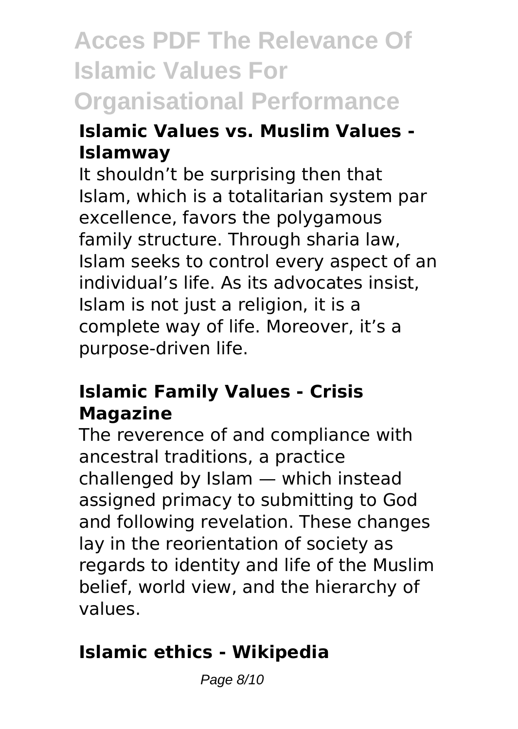### Islamic Values vs. Muslim Values - Islamway

It shouldn't be surprising then that Islam, which is a totalitarian system par excellence, favors the polygamous family structure. Through sharia law, Islam seeks to control every aspect of an individual's life. As its advocates insist, Islam is not just a religion, it is a complete way of life. Moreover, it's a purpose-driven life.

### Islamic Family Values - Crisis Magazine

The reverence of and compliance with ancestral traditions, a practice challenged by Islam — which instead assigned primacy to submitting to God and following revelation. These changes lay in the reorientation of society as regards to identity and life of the Muslim belief, world view, and the hierarchy of values.

### Islamic ethics - Wikipedia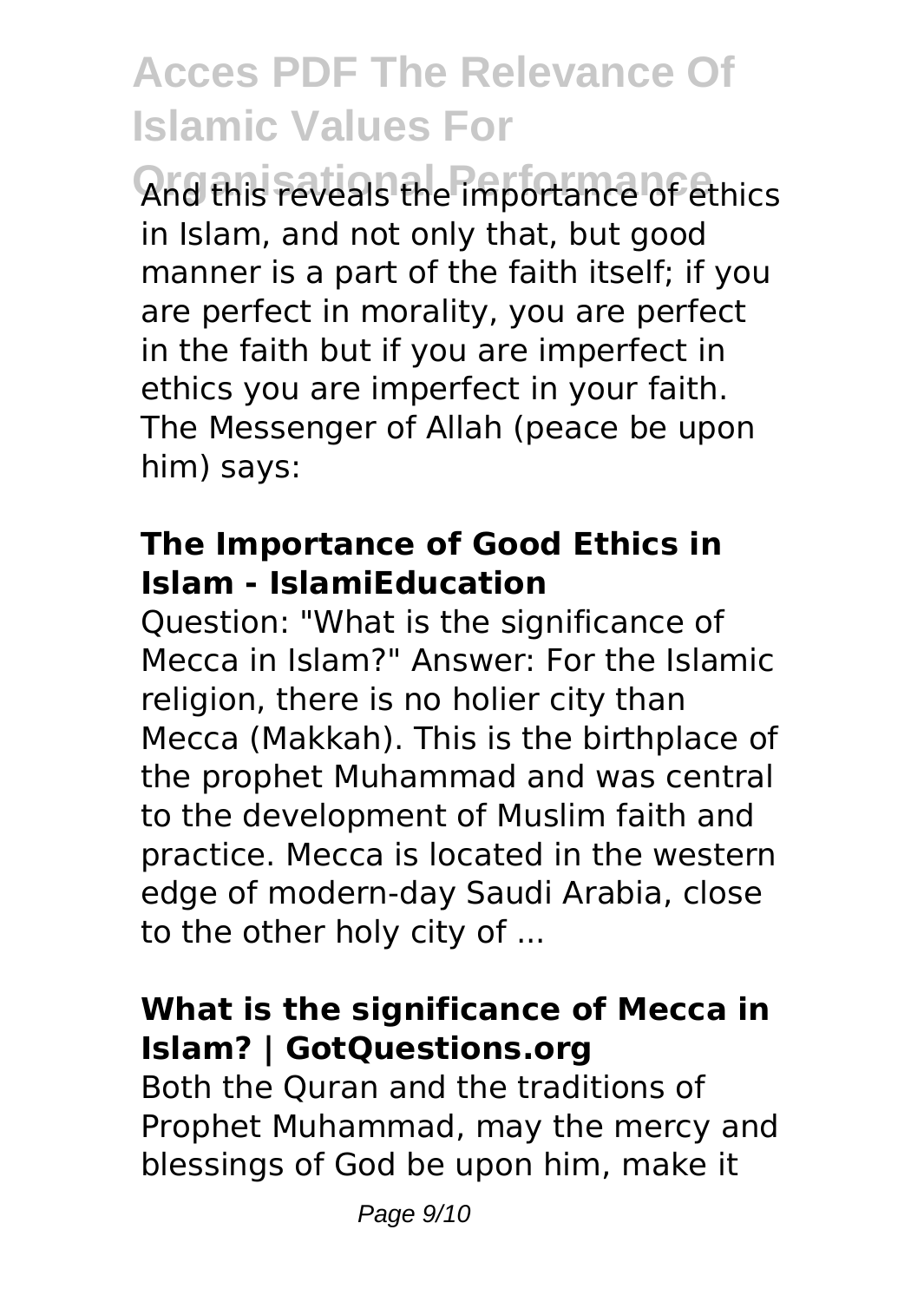And this reveals the importance of ethics in Islam, and not only that, but good manner is a part of the faith itself; if you are perfect in morality, you are perfect in the faith but if you are imperfect in ethics you are imperfect in your faith. The Messenger of Allah (peace be upon him) says:

### The Importance of Good Ethics in Islam - IslamiEducation

Question: "What is the significance of Mecca in Islam?" Answer: For the Islamic religion, there is no holier city than Mecca (Makkah). This is the birthplace of the prophet Muhammad and was central to the development of Muslim faith and practice. Mecca is located in the western edge of modern-day Saudi Arabia, close to the other holy city of ...

### What is the significance of Mecca in Islam? | GotQuestions.org

Both the Quran and the traditions of Prophet Muhammad, may the mercy and blessings of God be upon him, make it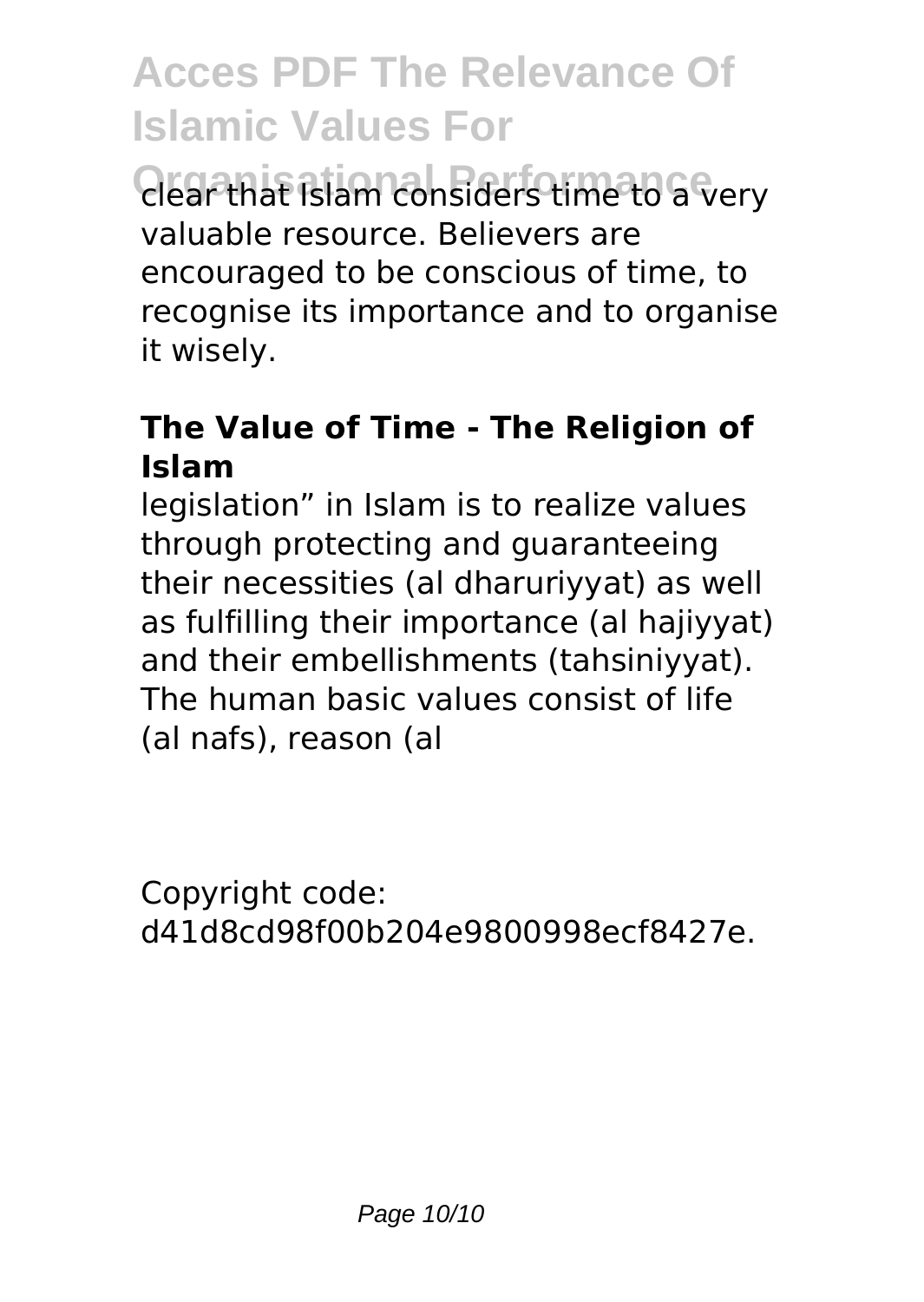clear that Islam considers time to a very valuable resource. Believers are encouraged to be conscious of time, to recognise its importance and to organise it wisely.

**The Value of Time - The Religion of Islam**

legislation" in Islam is to realize values through protecting and guaranteeing their necessities (al dharuriyyat) as well as fulfilling their importance (al hajiyyat) and their embellishments (tahsiniyyat). The human basic values consist of life (al nafs), reason (al

Copyright code: d41d8cd98f00b204e9800998ecf8427e.